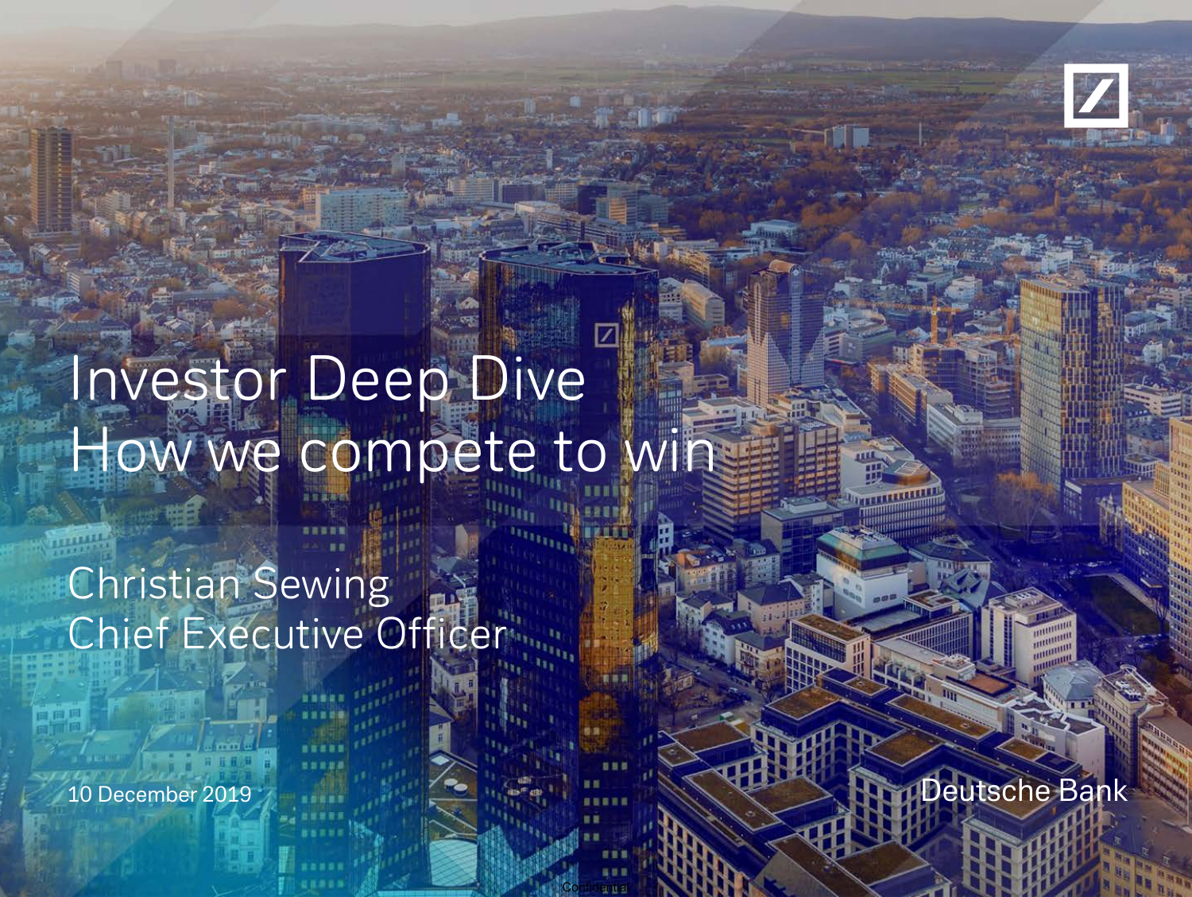# Investor Deep Dive
# How we compete to win

Christian Sewing
Chief Executive Officer

10 December 2019

Deutsche Bank

Confidential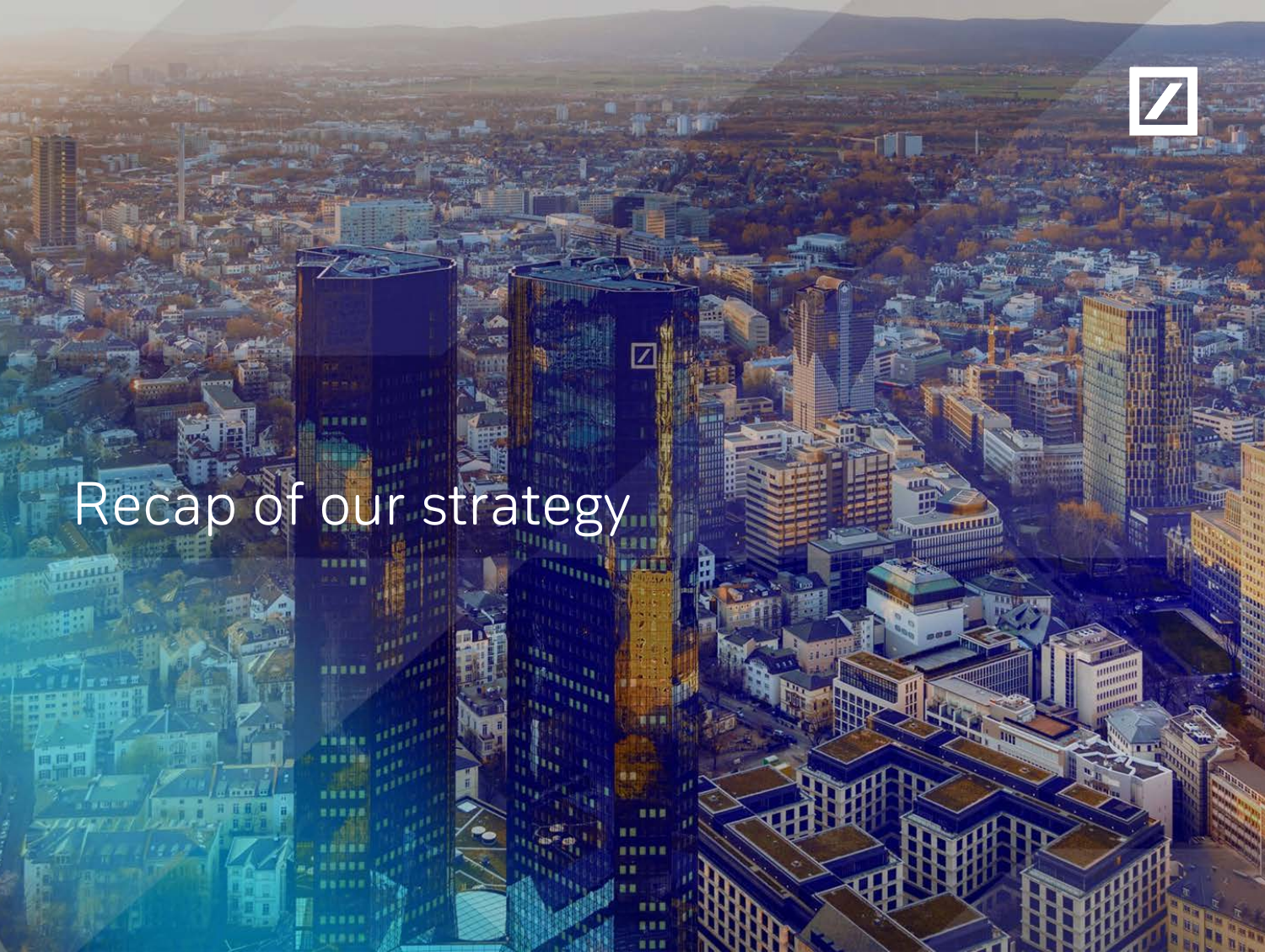# Recap of our strategy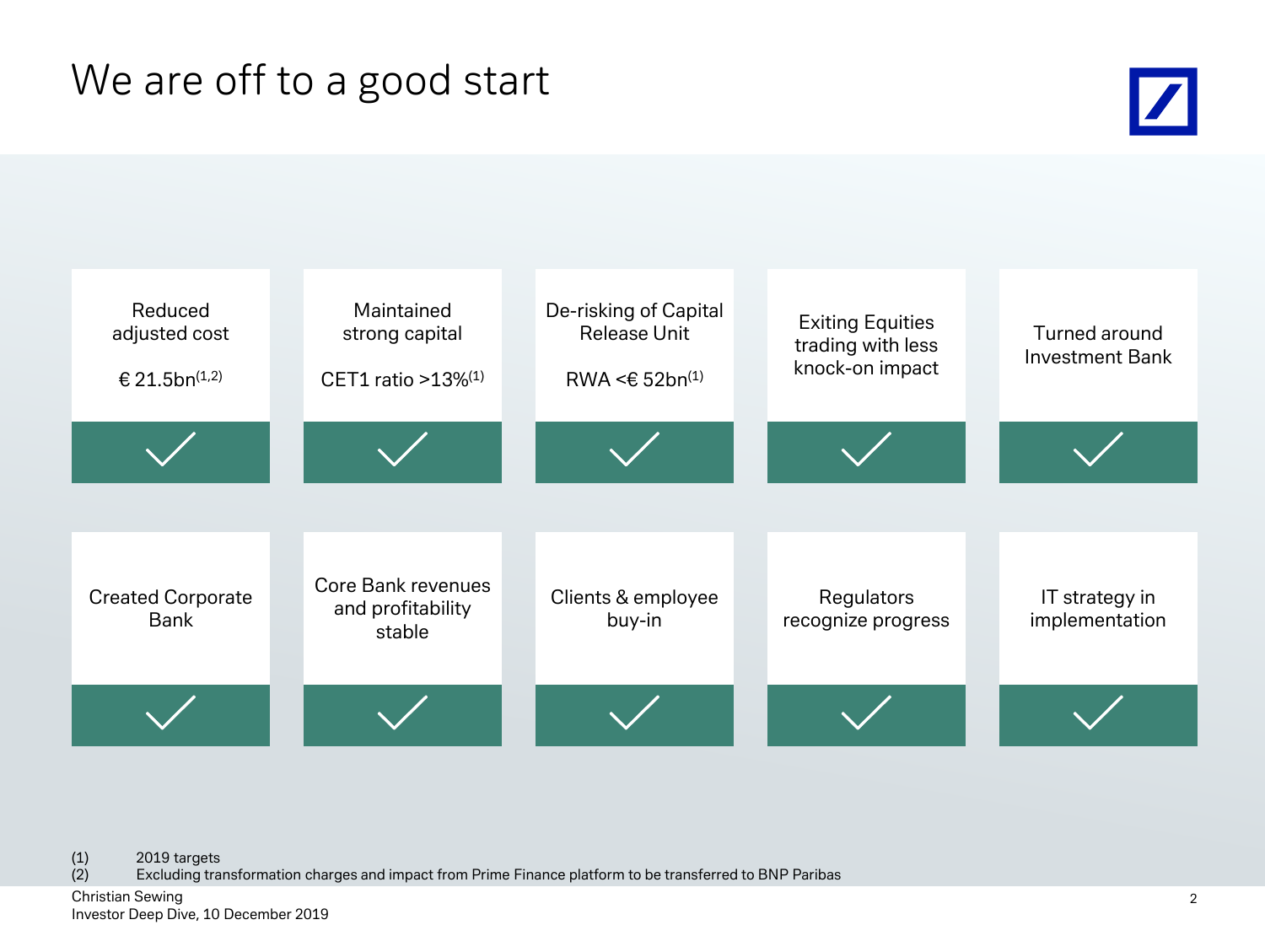# We are off to a good start

- Reduced adjusted cost — € 21.5bn[1,2] ✓
- Maintained strong capital — CET1 ratio >13%[1] ✓
- De-risking of Capital Release Unit — RWA <€ 52bn[1] ✓
- Exiting Equities trading with less knock-on impact ✓
- Turned around Investment Bank ✓
- Created Corporate Bank ✓
- Core Bank revenues and profitability stable ✓
- Clients & employee buy-in ✓
- Regulators recognize progress ✓
- IT strategy in implementation ✓

(1) 2019 targets
(2) Excluding transformation charges and impact from Prime Finance platform to be transferred to BNP Paribas

Christian Sewing
Investor Deep Dive, 10 December 2019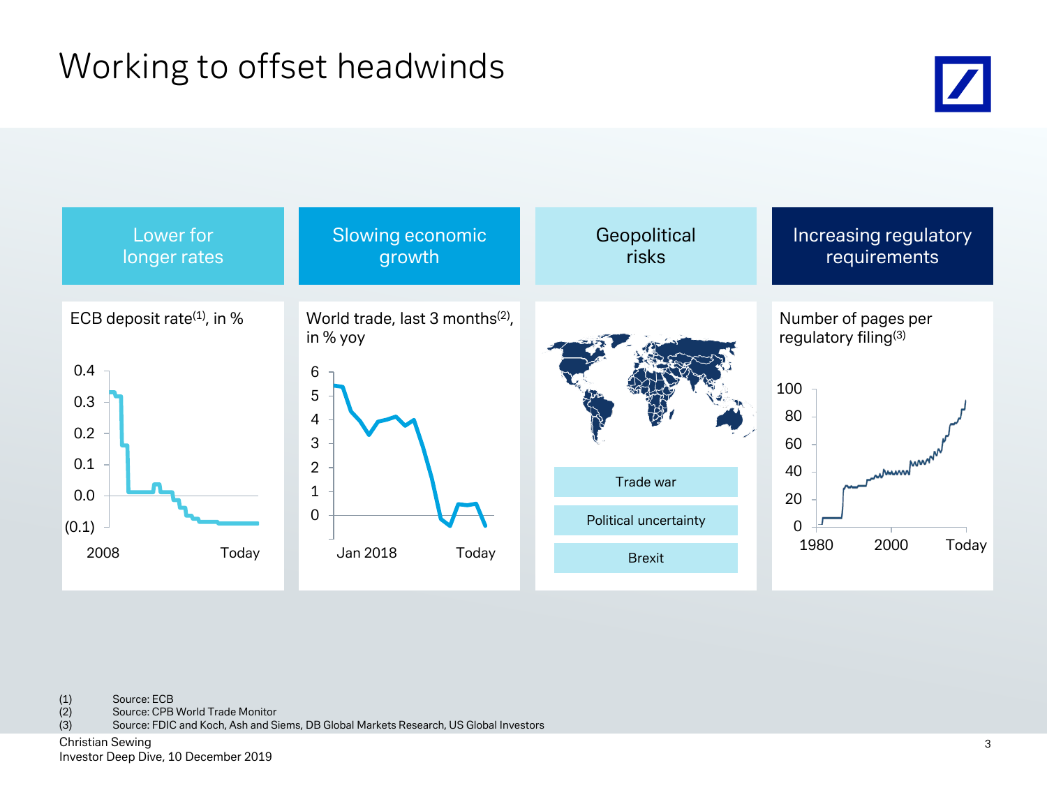# Working to offset headwinds

## Lower for longer rates

ECB deposit rate[1], in %

0.4
0.3
0.2
0.1
0.0
(0.1)

2008 — Today

## Slowing economic growth

World trade, last 3 months[2], in % yoy

6
5
4
3
2
1
0

Jan 2018 — Today

## Geopolitical risks

- Trade war
- Political uncertainty
- Brexit

## Increasing regulatory requirements

Number of pages per regulatory filing[3]

100
80
60
40
20
0

1980 — 2000 — Today

(1) Source: ECB
(2) Source: CPB World Trade Monitor
(3) Source: FDIC and Koch, Ash and Siems, DB Global Markets Research, US Global Investors

Christian Sewing
Investor Deep Dive, 10 December 2019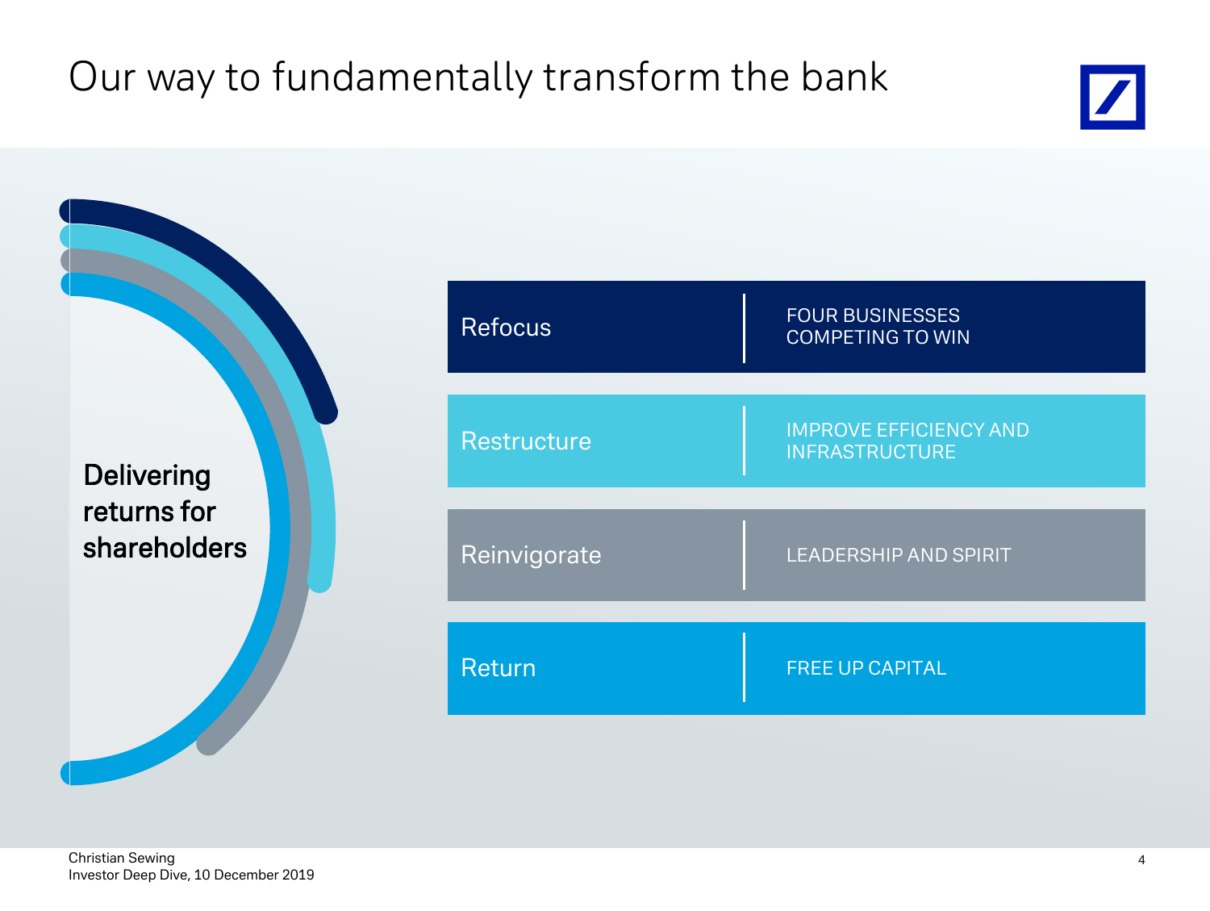# Our way to fundamentally transform the bank

**Delivering returns for shareholders**

| | |
|---|---|
| Refocus | FOUR BUSINESSES COMPETING TO WIN |
| Restructure | IMPROVE EFFICIENCY AND INFRASTRUCTURE |
| Reinvigorate | LEADERSHIP AND SPIRIT |
| Return | FREE UP CAPITAL |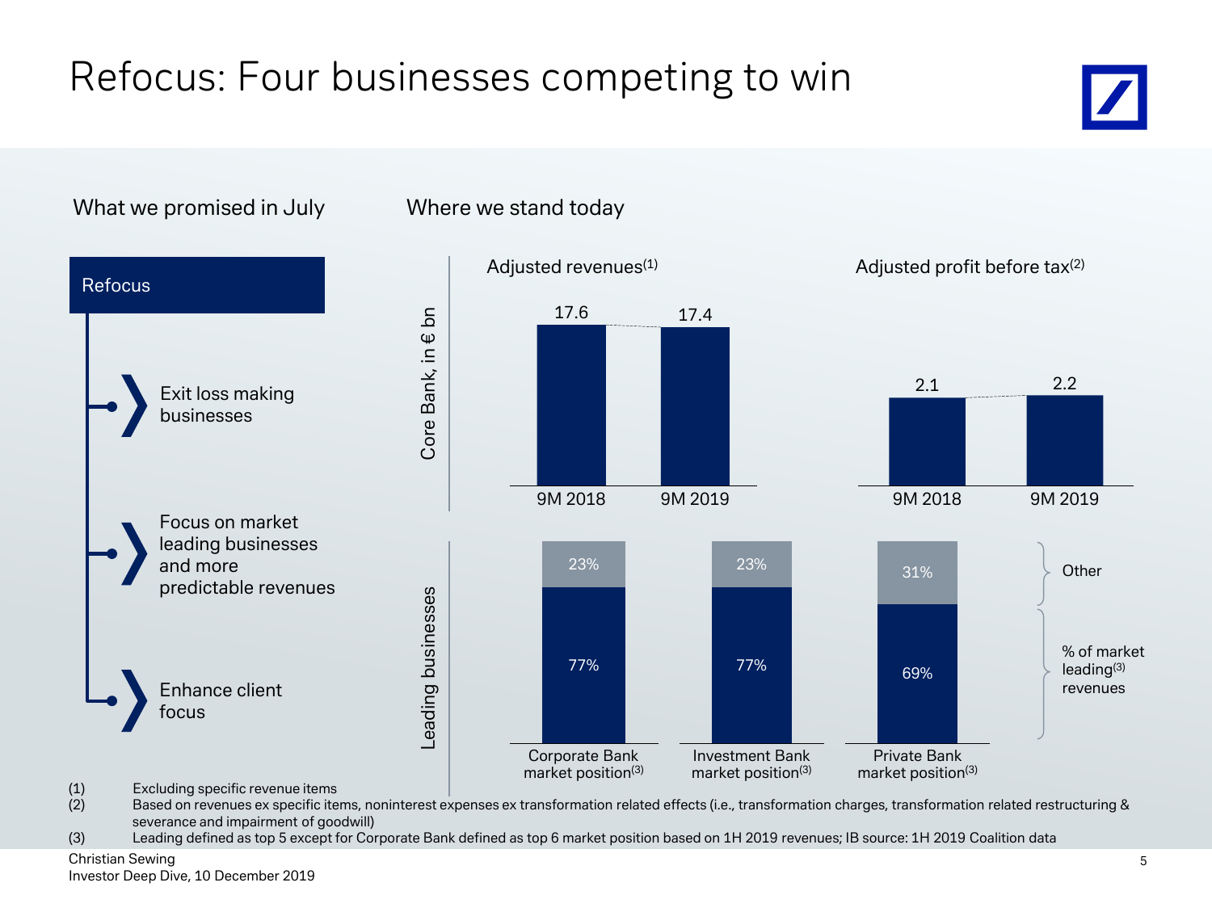# Refocus: Four businesses competing to win

## What we promised in July

**Refocus**

- Exit loss making businesses
- Focus on market leading businesses and more predictable revenues
- Enhance client focus

## Where we stand today

**Core Bank, in € bn**

| | Adjusted revenues(1) | Adjusted profit before tax(2) |
|---|---|---|
| 9M 2018 | 17.6 | 2.1 |
| 9M 2019 | 17.4 | 2.2 |

**Leading businesses**

| | Corporate Bank market position(3) | Investment Bank market position(3) | Private Bank market position(3) |
|---|---|---|---|
| Other | 23% | 23% | 31% |
| % of market leading(3) revenues | 77% | 77% | 69% |

(1) Excluding specific revenue items
(2) Based on revenues ex specific items, noninterest expenses ex transformation related effects (i.e., transformation charges, transformation related restructuring & severance and impairment of goodwill)
(3) Leading defined as top 5 except for Corporate Bank defined as top 6 market position based on 1H 2019 revenues; IB source: 1H 2019 Coalition data

Christian Sewing
Investor Deep Dive, 10 December 2019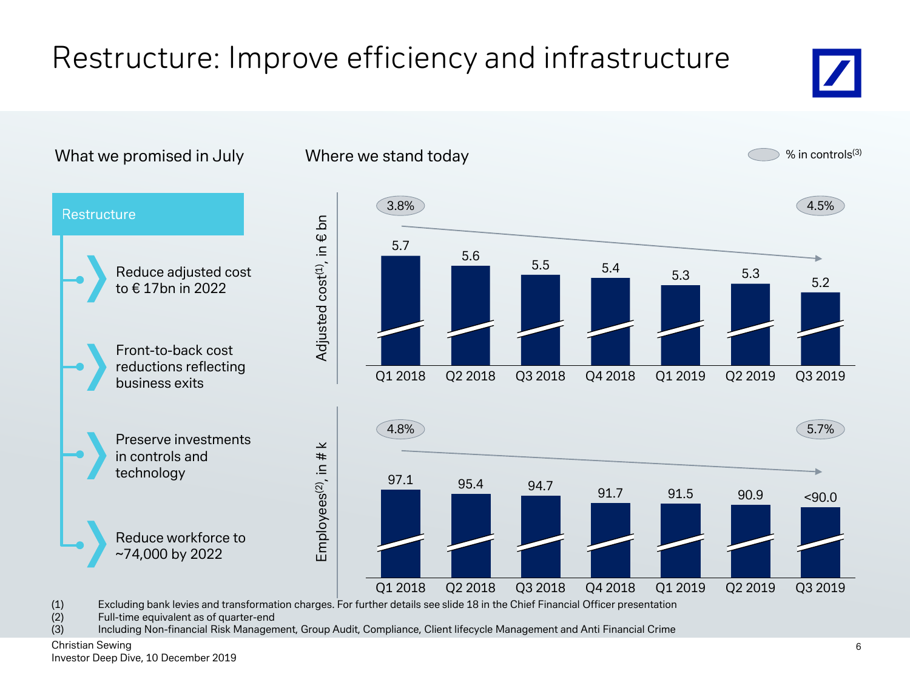# Restructure: Improve efficiency and infrastructure

## What we promised in July

**Restructure**

- Reduce adjusted cost to € 17bn in 2022
- Front-to-back cost reductions reflecting business exits
- Preserve investments in controls and technology
- Reduce workforce to ~74,000 by 2022

## Where we stand today

% in controls[3]

**Adjusted cost[1], in € bn**

| | Q1 2018 | Q2 2018 | Q3 2018 | Q4 2018 | Q1 2019 | Q2 2019 | Q3 2019 |
|---|---|---|---|---|---|---|---|
| Adjusted cost | 5.7 | 5.6 | 5.5 | 5.4 | 5.3 | 5.3 | 5.2 |
| % in controls | 3.8% | | | | | | 4.5% |

**Employees[2], in # k**

| | Q1 2018 | Q2 2018 | Q3 2018 | Q4 2018 | Q1 2019 | Q2 2019 | Q3 2019 |
|---|---|---|---|---|---|---|---|
| Employees | 97.1 | 95.4 | 94.7 | 91.7 | 91.5 | 90.9 | <90.0 |
| % in controls | 4.8% | | | | | | 5.7% |

(1) Excluding bank levies and transformation charges. For further details see slide 18 in the Chief Financial Officer presentation
(2) Full-time equivalent as of quarter-end
(3) Including Non-financial Risk Management, Group Audit, Compliance, Client lifecycle Management and Anti Financial Crime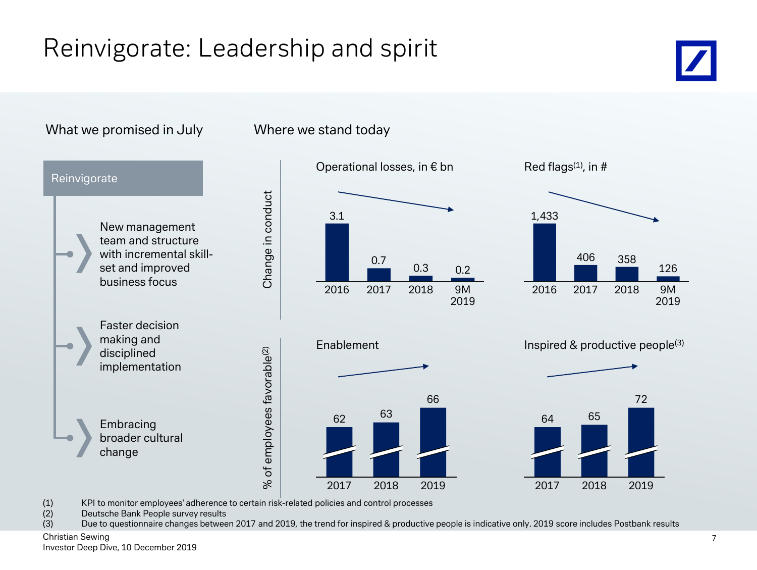# Reinvigorate: Leadership and spirit

**What we promised in July**

**Reinvigorate**

- New management team and structure with incremental skill-set and improved business focus
- Faster decision making and disciplined implementation
- Embracing broader cultural change

**Where we stand today**

*Change in conduct*

Operational losses, in € bn

| 2016 | 2017 | 2018 | 9M 2019 |
|---|---|---|---|
| 3.1 | 0.7 | 0.3 | 0.2 |

Red flags[1], in #

| 2016 | 2017 | 2018 | 9M 2019 |
|---|---|---|---|
| 1,433 | 406 | 358 | 126 |

*% of employees favorable[2]*

Enablement

| 2017 | 2018 | 2019 |
|---|---|---|
| 62 | 63 | 66 |

Inspired & productive people[3]

| 2017 | 2018 | 2019 |
|---|---|---|
| 64 | 65 | 72 |

(1) KPI to monitor employees' adherence to certain risk-related policies and control processes
(2) Deutsche Bank People survey results
(3) Due to questionnaire changes between 2017 and 2019, the trend for inspired & productive people is indicative only. 2019 score includes Postbank results

Christian Sewing
Investor Deep Dive, 10 December 2019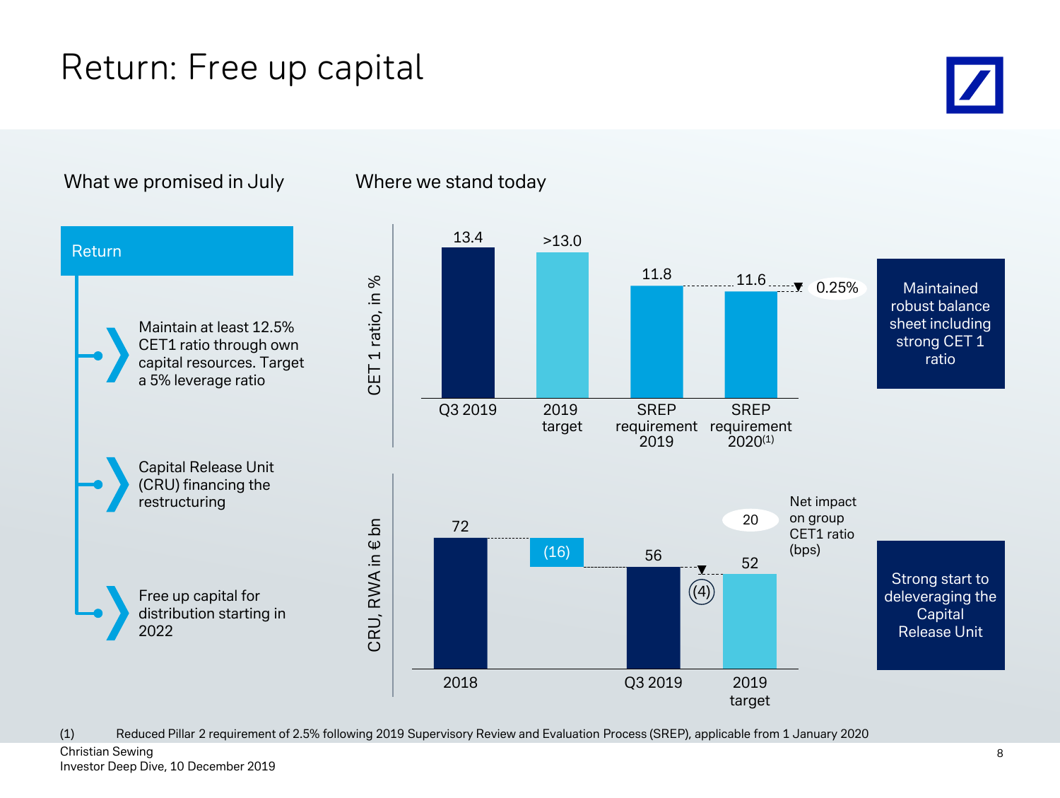# Return: Free up capital

## What we promised in July

**Return**

- Maintain at least 12.5% CET1 ratio through own capital resources. Target a 5% leverage ratio
- Capital Release Unit (CRU) financing the restructuring
- Free up capital for distribution starting in 2022

## Where we stand today

CET 1 ratio, in %

| Q3 2019 | 2019 target | SREP requirement 2019 | SREP requirement 2020[1] |
|---|---|---|---|
| 13.4 | >13.0 | 11.8 | 11.6 |

0.25%

Maintained robust balance sheet including strong CET 1 ratio

CRU, RWA in € bn

| 2018 | | Q3 2019 | | 2019 target |
|---|---|---|---|---|
| 72 | (16) | 56 | (4) | 52 |

Net impact on group CET1 ratio (bps): 20

Strong start to deleveraging the Capital Release Unit

(1) Reduced Pillar 2 requirement of 2.5% following 2019 Supervisory Review and Evaluation Process (SREP), applicable from 1 January 2020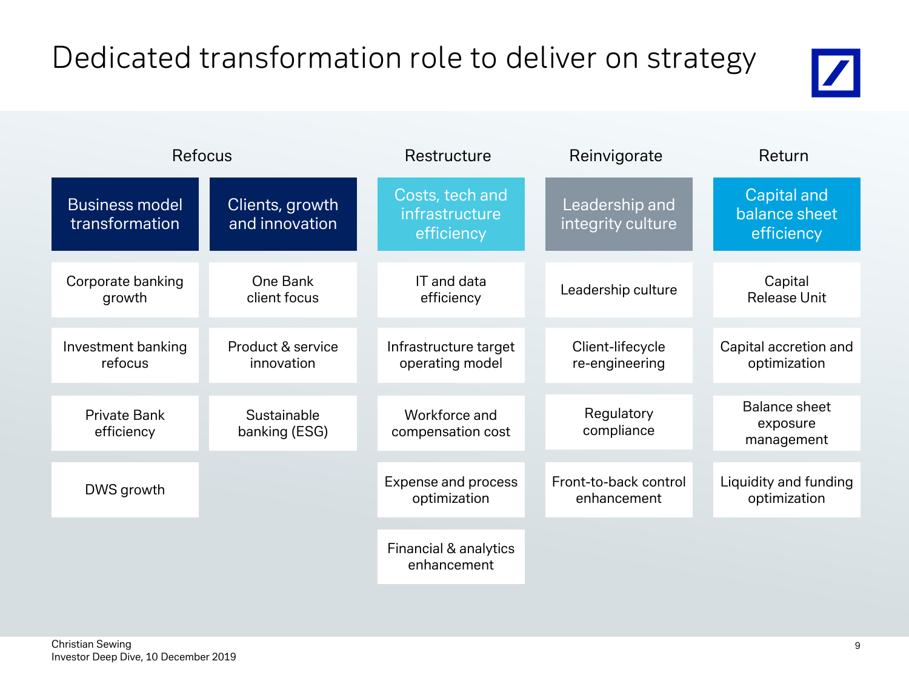# Dedicated transformation role to deliver on strategy

| Refocus | | Restructure | Reinvigorate | Return |
|---|---|---|---|---|
| **Business model transformation** | **Clients, growth and innovation** | **Costs, tech and infrastructure efficiency** | **Leadership and integrity culture** | **Capital and balance sheet efficiency** |
| Corporate banking growth | One Bank client focus | IT and data efficiency | Leadership culture | Capital Release Unit |
| Investment banking refocus | Product & service innovation | Infrastructure target operating model | Client-lifecycle re-engineering | Capital accretion and optimization |
| Private Bank efficiency | Sustainable banking (ESG) | Workforce and compensation cost | Regulatory compliance | Balance sheet exposure management |
| DWS growth | | Expense and process optimization | Front-to-back control enhancement | Liquidity and funding optimization |
| | | Financial & analytics enhancement | | |

Christian Sewing
Investor Deep Dive, 10 December 2019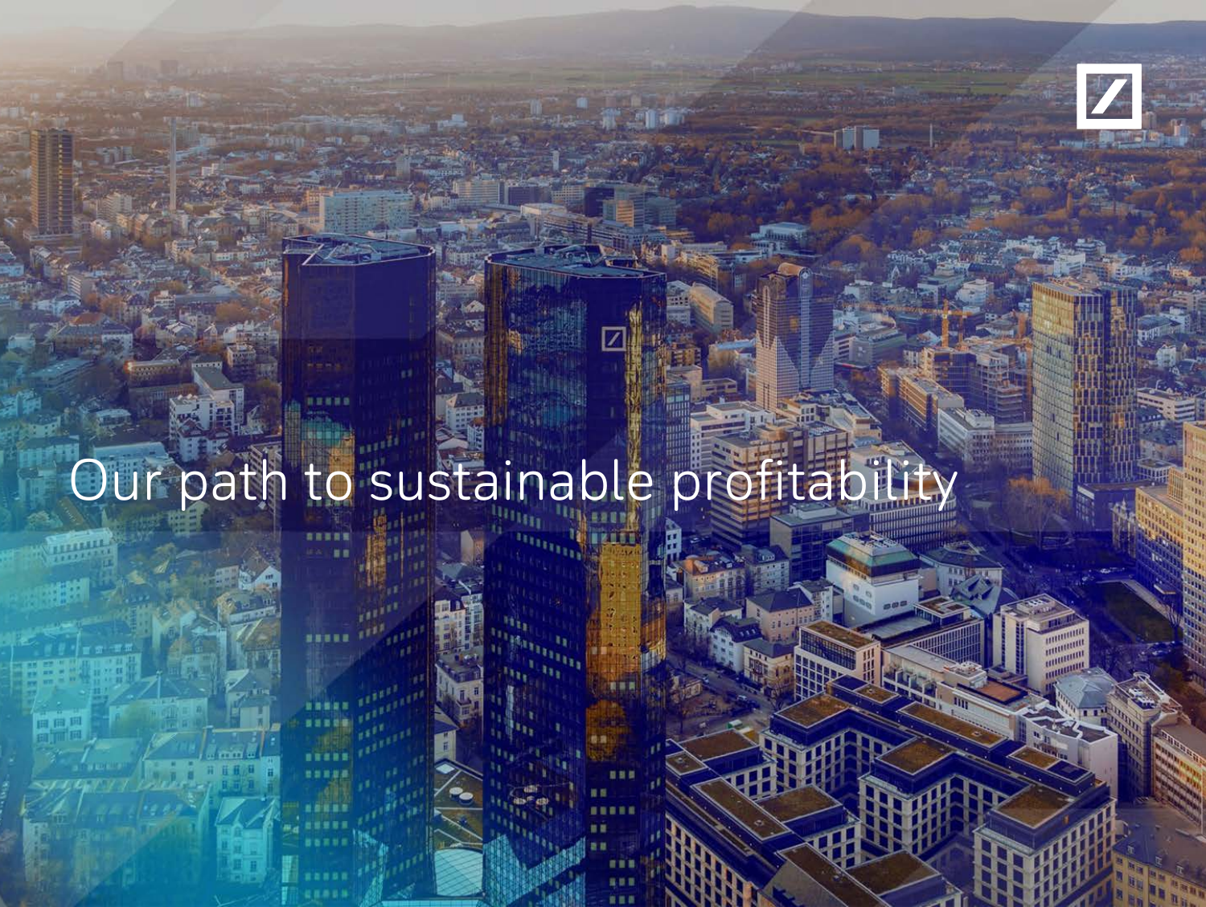# Our path to sustainable profitability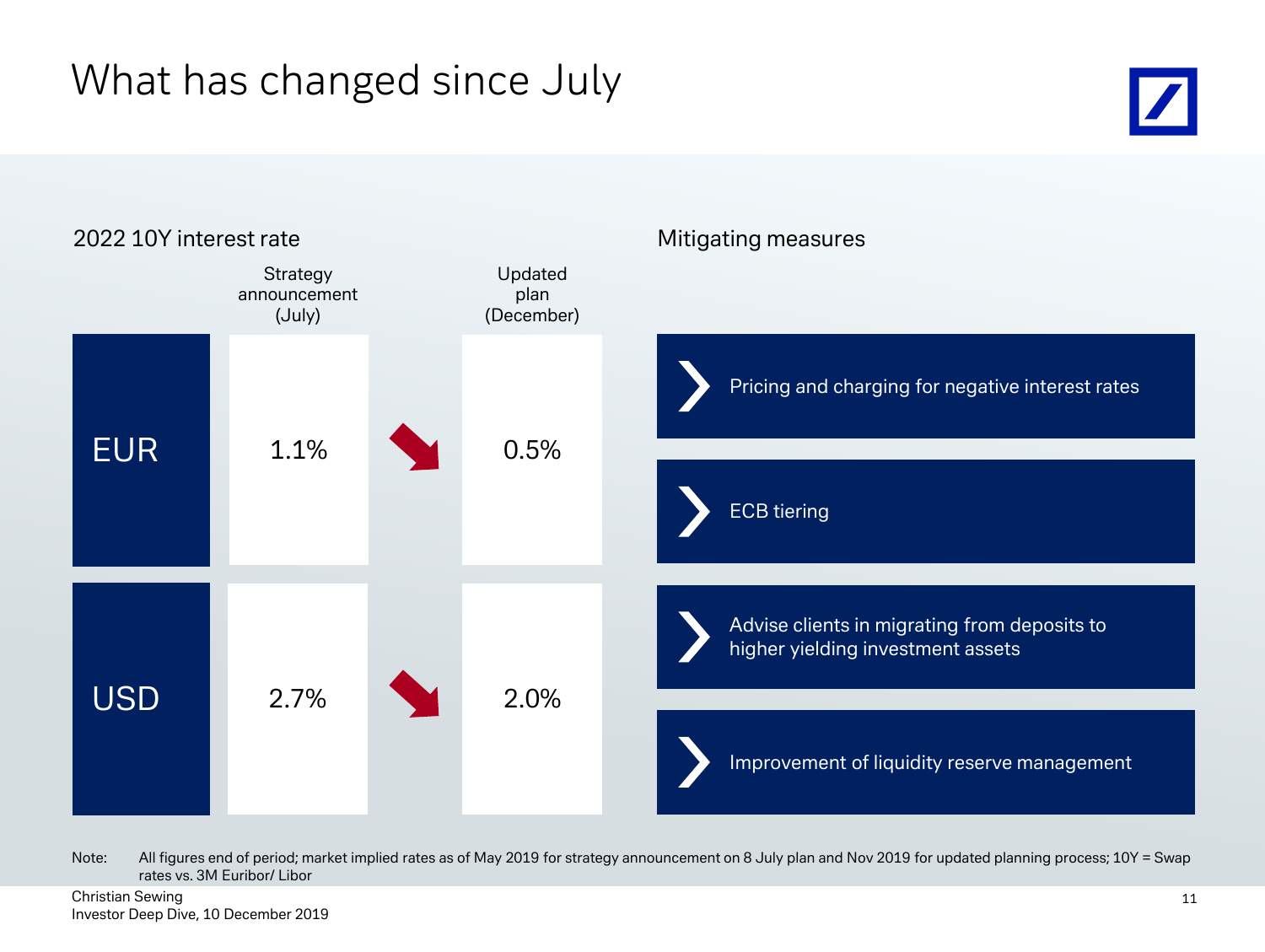# What has changed since July

## 2022 10Y interest rate

| | Strategy announcement (July) | Updated plan (December) |
|---|---|---|
| EUR | 1.1% | 0.5% |
| USD | 2.7% | 2.0% |

## Mitigating measures

- Pricing and charging for negative interest rates
- ECB tiering
- Advise clients in migrating from deposits to higher yielding investment assets
- Improvement of liquidity reserve management

Note: All figures end of period; market implied rates as of May 2019 for strategy announcement on 8 July plan and Nov 2019 for updated planning process; 10Y = Swap rates vs. 3M Euribor/ Libor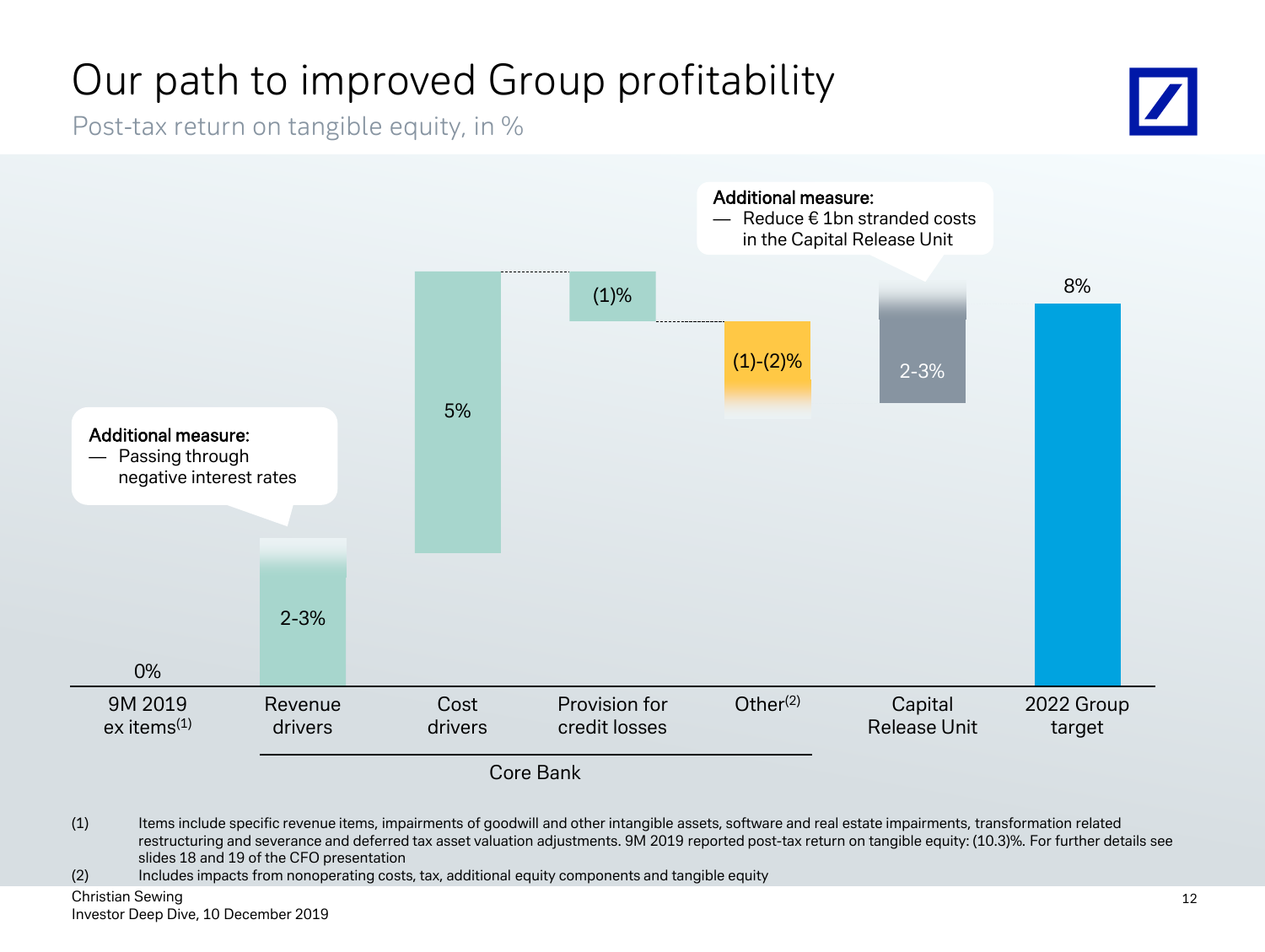# Our path to improved Group profitability

Post-tax return on tangible equity, in %

| 9M 2019 ex items[(1)] | Revenue drivers | Cost drivers | Provision for credit losses | Other[(2)] | Capital Release Unit | 2022 Group target |
|---|---|---|---|---|---|---|
| 0% | 2-3% | 5% | (1)% | (1)-(2)% | 2-3% | 8% |

Core Bank: Revenue drivers, Cost drivers, Provision for credit losses, Other

**Additional measure:**
— Passing through negative interest rates

**Additional measure:**
— Reduce € 1bn stranded costs in the Capital Release Unit

(1) Items include specific revenue items, impairments of goodwill and other intangible assets, software and real estate impairments, transformation related restructuring and severance and deferred tax asset valuation adjustments. 9M 2019 reported post-tax return on tangible equity: (10.3)%. For further details see slides 18 and 19 of the CFO presentation

(2) Includes impacts from nonoperating costs, tax, additional equity components and tangible equity

Christian Sewing
Investor Deep Dive, 10 December 2019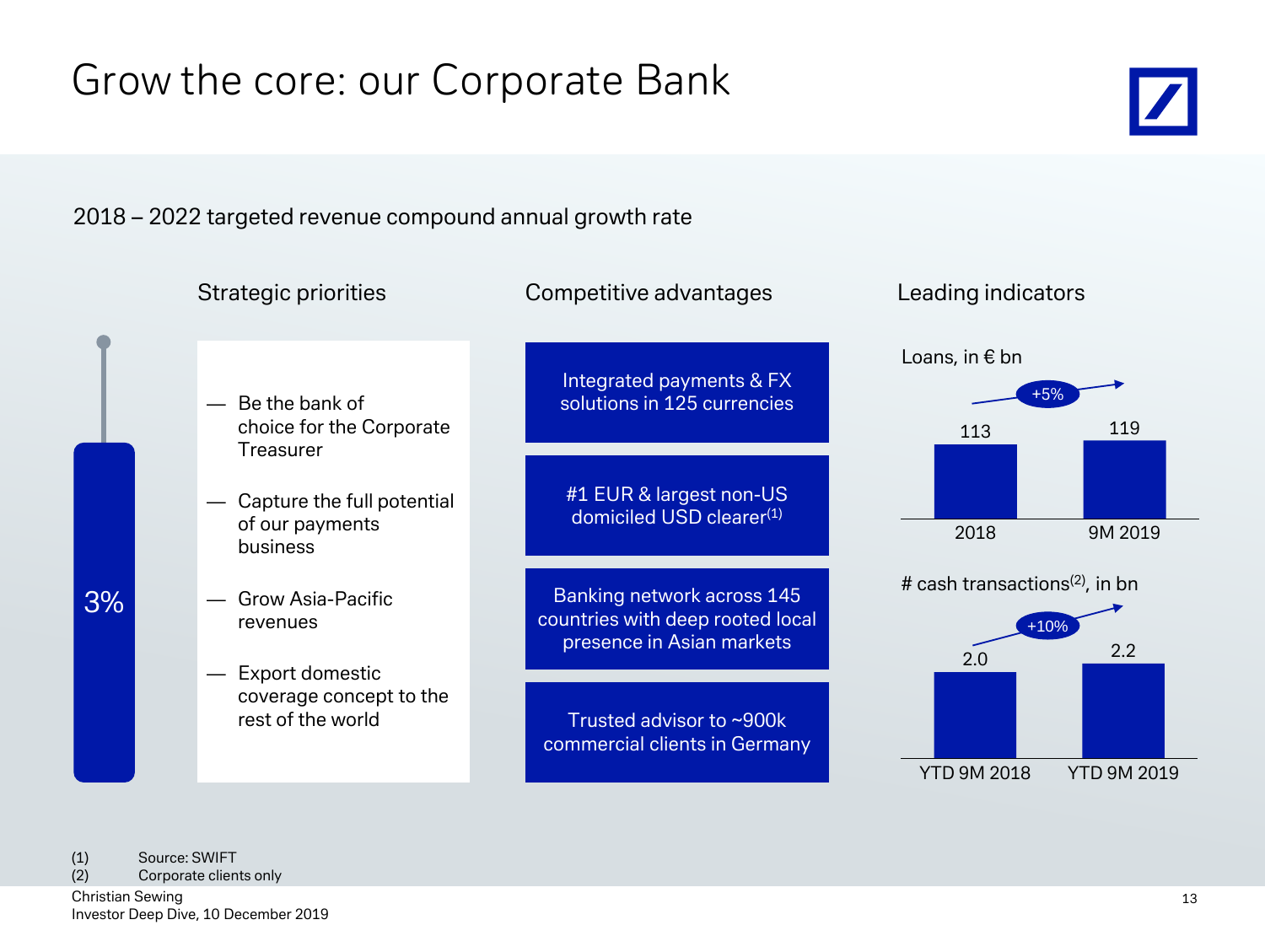# Grow the core: our Corporate Bank

2018 – 2022 targeted revenue compound annual growth rate

**3%**

## Strategic priorities

- Be the bank of choice for the Corporate Treasurer
- Capture the full potential of our payments business
- Grow Asia-Pacific revenues
- Export domestic coverage concept to the rest of the world

## Competitive advantages

- Integrated payments & FX solutions in 125 currencies
- #1 EUR & largest non-US domiciled USD clearer[1]
- Banking network across 145 countries with deep rooted local presence in Asian markets
- Trusted advisor to ~900k commercial clients in Germany

## Leading indicators

Loans, in € bn

| 2018 | 9M 2019 |
|---|---|
| 113 | 119 |

+5%

# cash transactions[2], in bn

| YTD 9M 2018 | YTD 9M 2019 |
|---|---|
| 2.0 | 2.2 |

+10%

(1) Source: SWIFT
(2) Corporate clients only

Christian Sewing
Investor Deep Dive, 10 December 2019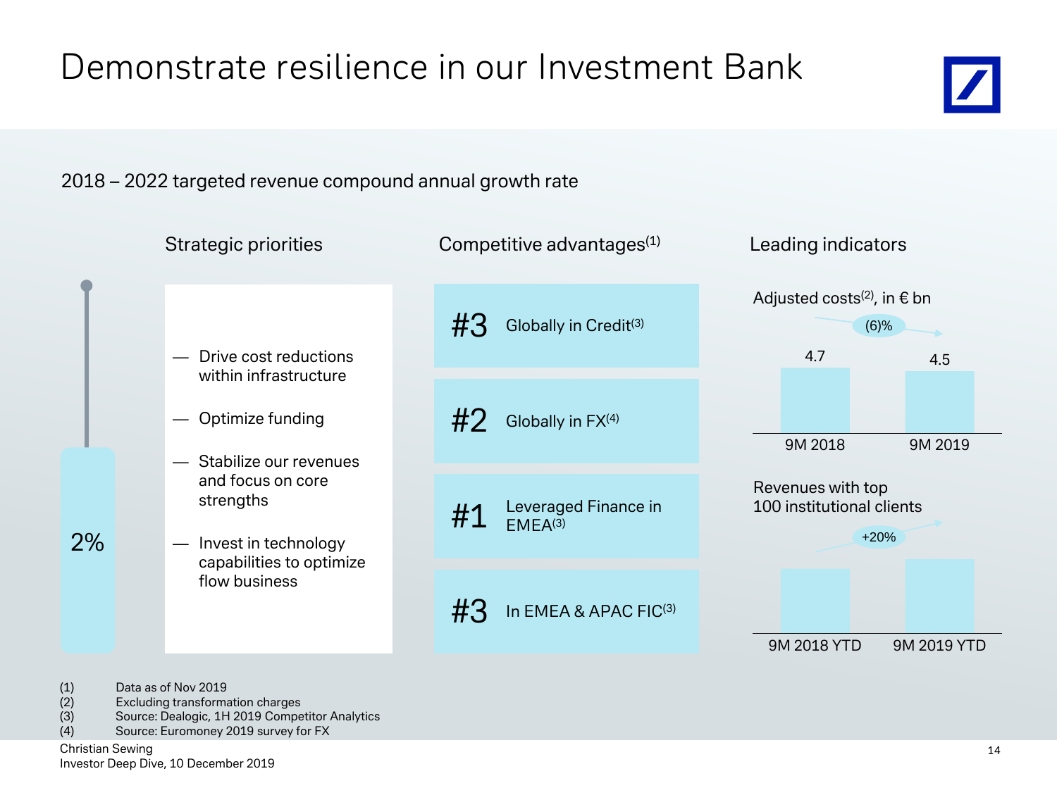# Demonstrate resilience in our Investment Bank

2018 – 2022 targeted revenue compound annual growth rate

2%

## Strategic priorities

- Drive cost reductions within infrastructure
- Optimize funding
- Stabilize our revenues and focus on core strengths
- Invest in technology capabilities to optimize flow business

## Competitive advantages[1]

- **#3** Globally in Credit[3]
- **#2** Globally in FX[4]
- **#1** Leveraged Finance in EMEA[3]
- **#3** In EMEA & APAC FIC[3]

## Leading indicators

Adjusted costs[2], in € bn

| | 9M 2018 | 9M 2019 |
|---|---|---|
| Adjusted costs | 4.7 | 4.5 |

(6)%

Revenues with top 100 institutional clients

9M 2018 YTD → 9M 2019 YTD: +20%

(1) Data as of Nov 2019
(2) Excluding transformation charges
(3) Source: Dealogic, 1H 2019 Competitor Analytics
(4) Source: Euromoney 2019 survey for FX

Christian Sewing
Investor Deep Dive, 10 December 2019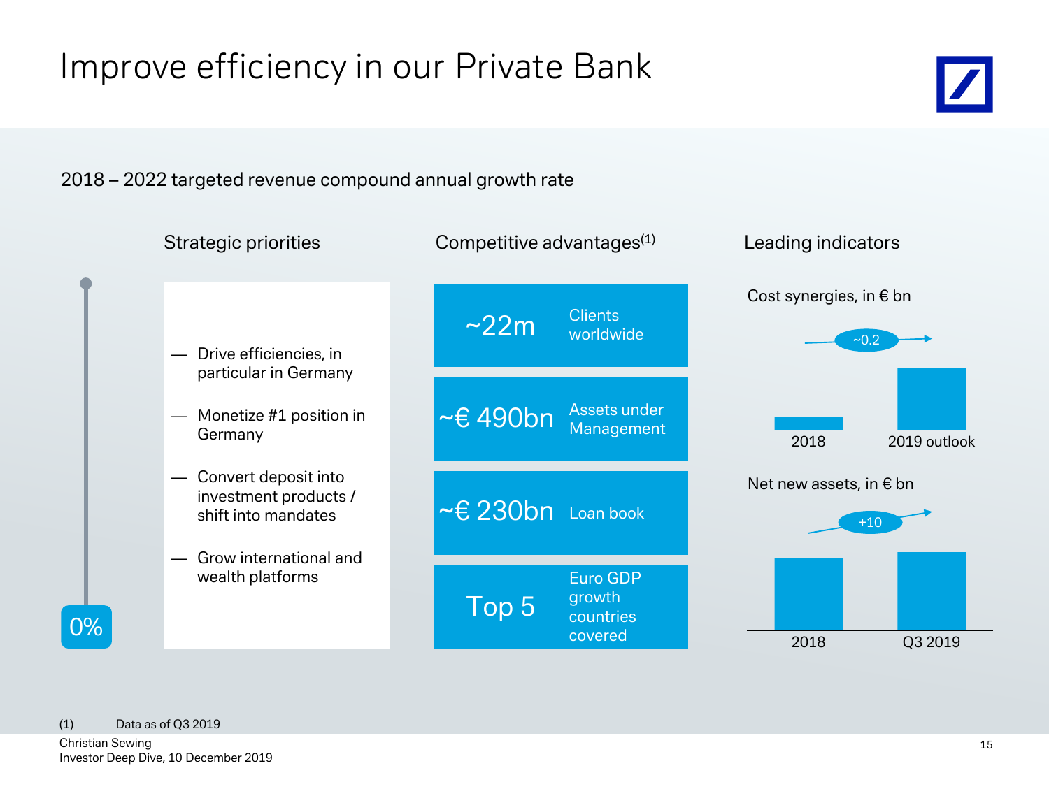# Improve efficiency in our Private Bank

2018 – 2022 targeted revenue compound annual growth rate

0%

## Strategic priorities

- Drive efficiencies, in particular in Germany
- Monetize #1 position in Germany
- Convert deposit into investment products / shift into mandates
- Grow international and wealth platforms

## Competitive advantages[1]

| | |
|---|---|
| ~22m | Clients worldwide |
| ~€ 490bn | Assets under Management |
| ~€ 230bn | Loan book |
| Top 5 | Euro GDP growth countries covered |

## Leading indicators

Cost synergies, in € bn

~0.2

2018 | 2019 outlook

Net new assets, in € bn

+10

2018 | Q3 2019

(1) Data as of Q3 2019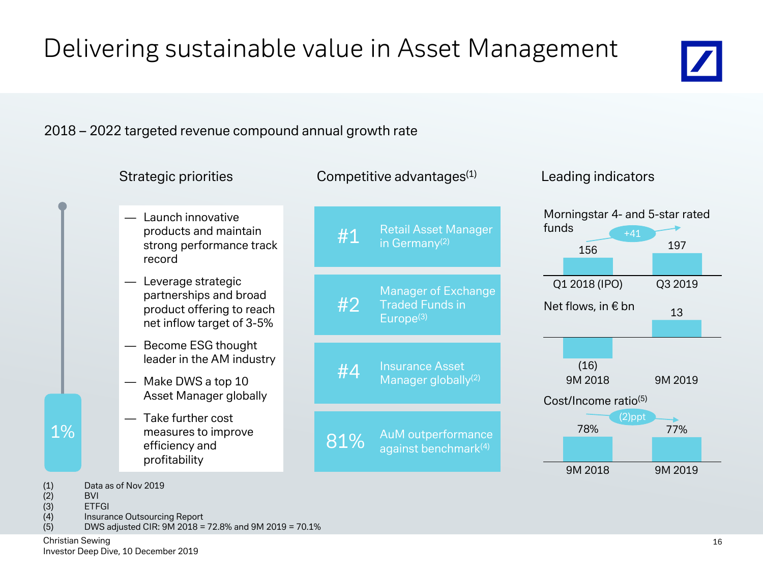# Delivering sustainable value in Asset Management

2018 – 2022 targeted revenue compound annual growth rate

1%

## Strategic priorities

- Launch innovative products and maintain strong performance track record
- Leverage strategic partnerships and broad product offering to reach net inflow target of 3-5%
- Become ESG thought leader in the AM industry
- Make DWS a top 10 Asset Manager globally
- Take further cost measures to improve efficiency and profitability

## Competitive advantages[1]

- **#1** Retail Asset Manager in Germany[2]
- **#2** Manager of Exchange Traded Funds in Europe[3]
- **#4** Insurance Asset Manager globally[2]
- **81%** AuM outperformance against benchmark[4]

## Leading indicators

**Morningstar 4- and 5-star rated funds**

| Q1 2018 (IPO) | Q3 2019 |
|---|---|
| 156 | 197 |

+41

**Net flows, in € bn**

| 9M 2018 | 9M 2019 |
|---|---|
| (16) | 13 |

**Cost/Income ratio[5]**

| 9M 2018 | 9M 2019 |
|---|---|
| 78% | 77% |

(2)ppt

(1) Data as of Nov 2019
(2) BVI
(3) ETFGI
(4) Insurance Outsourcing Report
(5) DWS adjusted CIR: 9M 2018 = 72.8% and 9M 2019 = 70.1%

Christian Sewing
Investor Deep Dive, 10 December 2019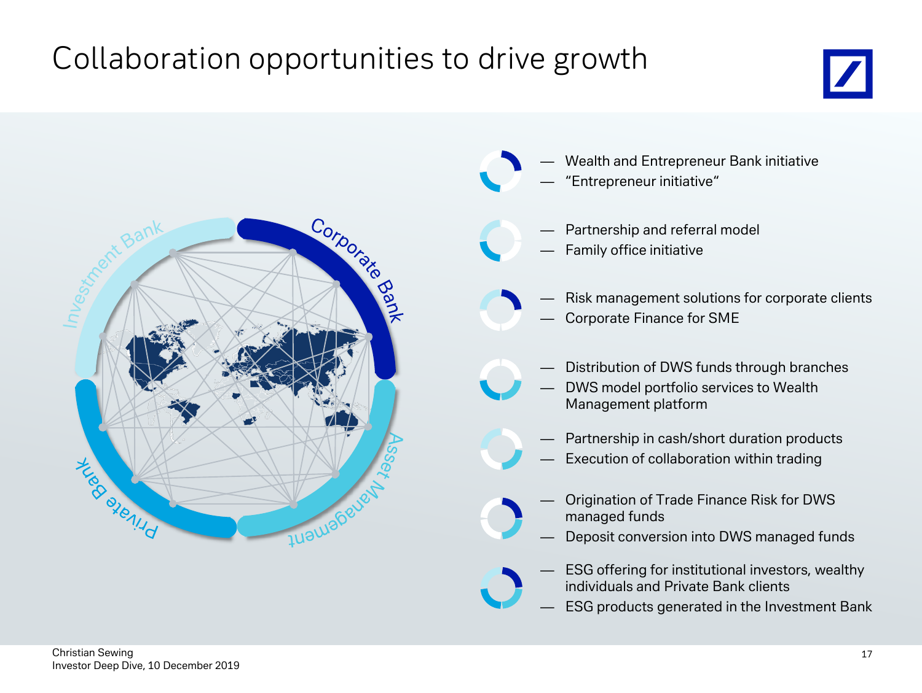# Collaboration opportunities to drive growth

Investment Bank · Corporate Bank · Asset Management · Private Bank

- Wealth and Entrepreneur Bank initiative
- "Entrepreneur initiative"

- Partnership and referral model
- Family office initiative

- Risk management solutions for corporate clients
- Corporate Finance for SME

- Distribution of DWS funds through branches
- DWS model portfolio services to Wealth Management platform

- Partnership in cash/short duration products
- Execution of collaboration within trading

- Origination of Trade Finance Risk for DWS managed funds
- Deposit conversion into DWS managed funds

- ESG offering for institutional investors, wealthy individuals and Private Bank clients
- ESG products generated in the Investment Bank

Christian Sewing
Investor Deep Dive, 10 December 2019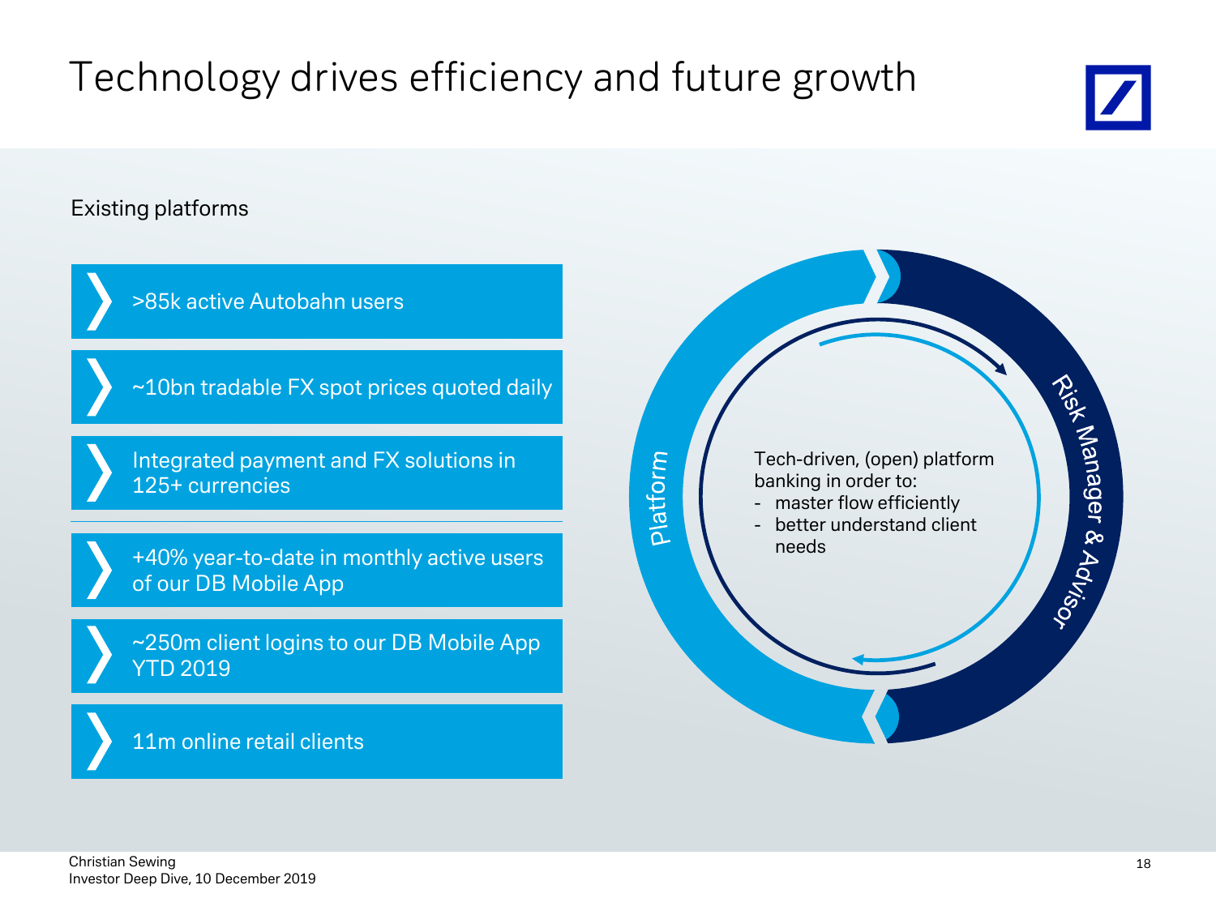# Technology drives efficiency and future growth

Existing platforms

- >85k active Autobahn users
- ~10bn tradable FX spot prices quoted daily
- Integrated payment and FX solutions in 125+ currencies

---

- +40% year-to-date in monthly active users of our DB Mobile App
- ~250m client logins to our DB Mobile App YTD 2019
- 11m online retail clients

Platform

Risk Manager & Advisor

Tech-driven, (open) platform banking in order to:
- master flow efficiently
- better understand client needs

Christian Sewing
Investor Deep Dive, 10 December 2019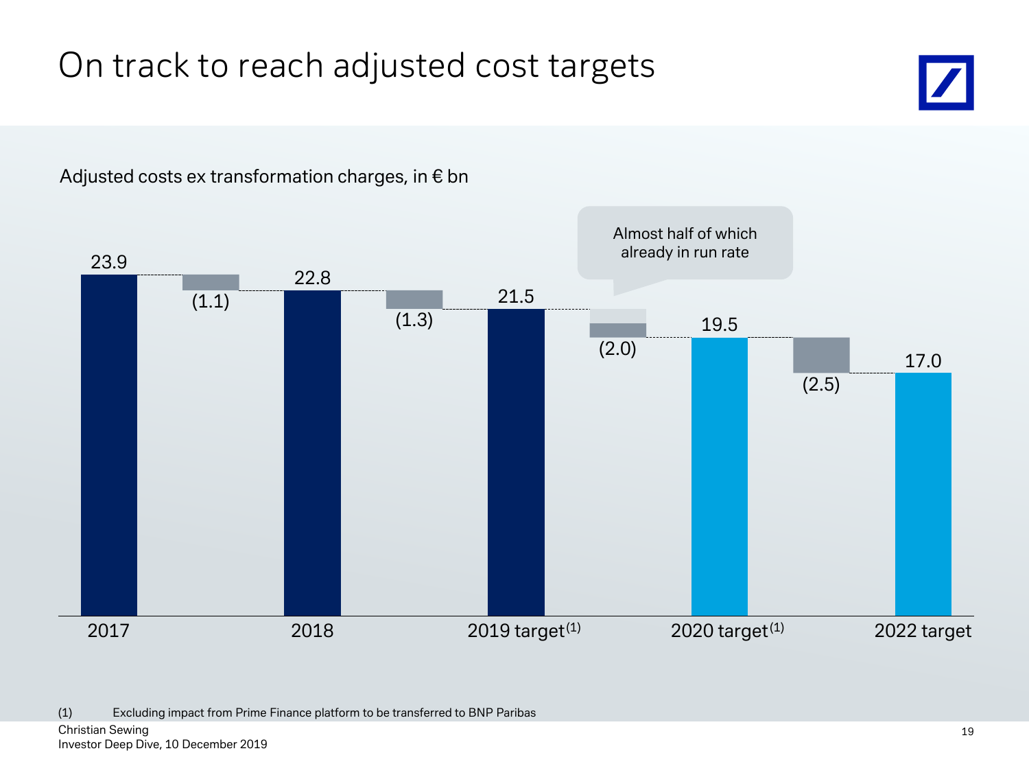# On track to reach adjusted cost targets

Adjusted costs ex transformation charges, in € bn

| | 2017 | | 2018 | | 2019 target(1) | | 2020 target(1) | | 2022 target |
|---|---|---|---|---|---|---|---|---|---|
| Adjusted costs | 23.9 | (1.1) | 22.8 | (1.3) | 21.5 | (2.0) | 19.5 | (2.5) | 17.0 |

Almost half of which already in run rate

(1) Excluding impact from Prime Finance platform to be transferred to BNP Paribas

Christian Sewing
Investor Deep Dive, 10 December 2019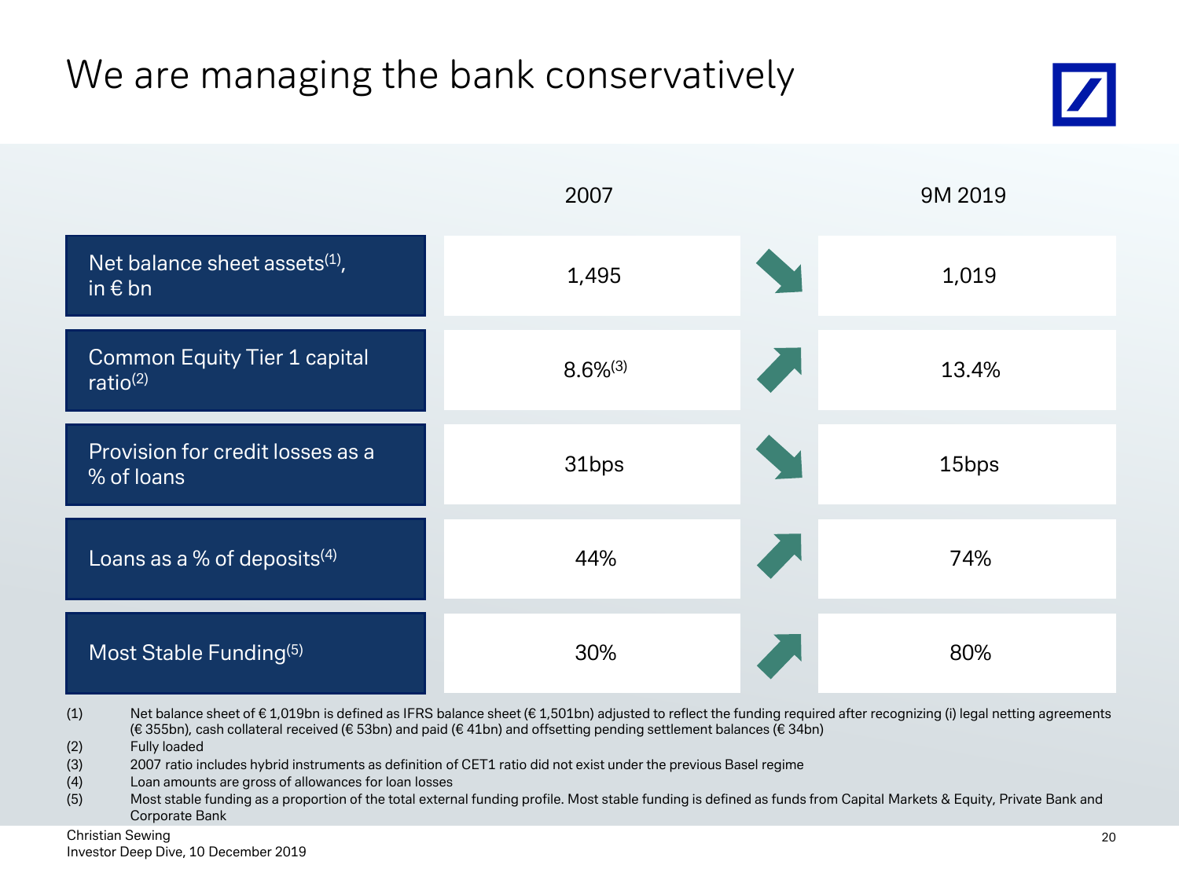# We are managing the bank conservatively

| | 2007 | | 9M 2019 |
|---|---|---|---|
| Net balance sheet assets[1], in € bn | 1,495 | ↘ | 1,019 |
| Common Equity Tier 1 capital ratio[2] | 8.6%[3] | ↗ | 13.4% |
| Provision for credit losses as a % of loans | 31bps | ↘ | 15bps |
| Loans as a % of deposits[4] | 44% | ↗ | 74% |
| Most Stable Funding[5] | 30% | ↗ | 80% |

(1) Net balance sheet of € 1,019bn is defined as IFRS balance sheet (€ 1,501bn) adjusted to reflect the funding required after recognizing (i) legal netting agreements (€ 355bn), cash collateral received (€ 53bn) and paid (€ 41bn) and offsetting pending settlement balances (€ 34bn)

(2) Fully loaded

(3) 2007 ratio includes hybrid instruments as definition of CET1 ratio did not exist under the previous Basel regime

(4) Loan amounts are gross of allowances for loan losses

(5) Most stable funding as a proportion of the total external funding profile. Most stable funding is defined as funds from Capital Markets & Equity, Private Bank and Corporate Bank

Christian Sewing
Investor Deep Dive, 10 December 2019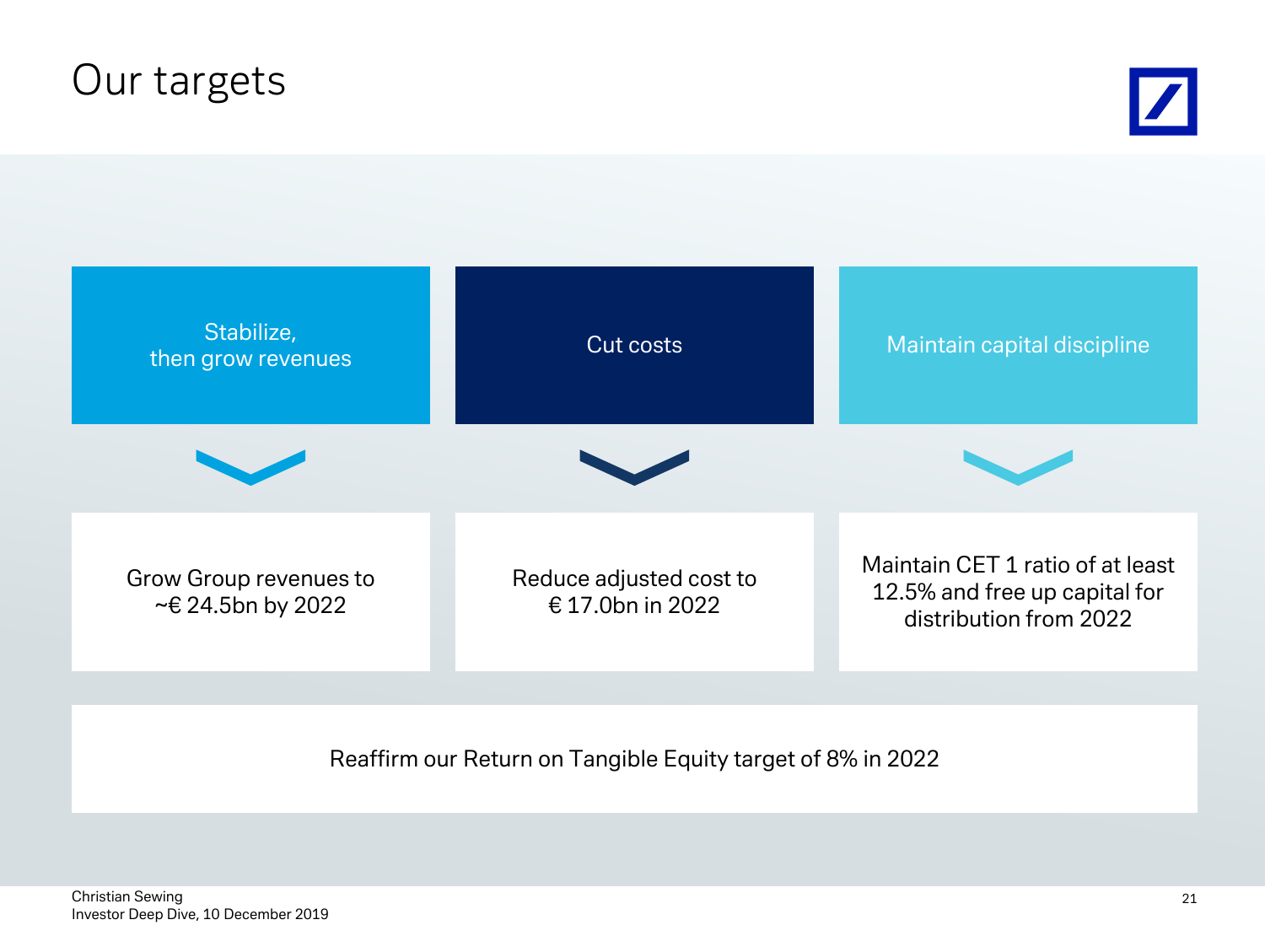# Our targets

| Stabilize, then grow revenues | Cut costs | Maintain capital discipline |
|---|---|---|
| Grow Group revenues to ~€ 24.5bn by 2022 | Reduce adjusted cost to € 17.0bn in 2022 | Maintain CET 1 ratio of at least 12.5% and free up capital for distribution from 2022 |

Reaffirm our Return on Tangible Equity target of 8% in 2022

Christian Sewing
Investor Deep Dive, 10 December 2019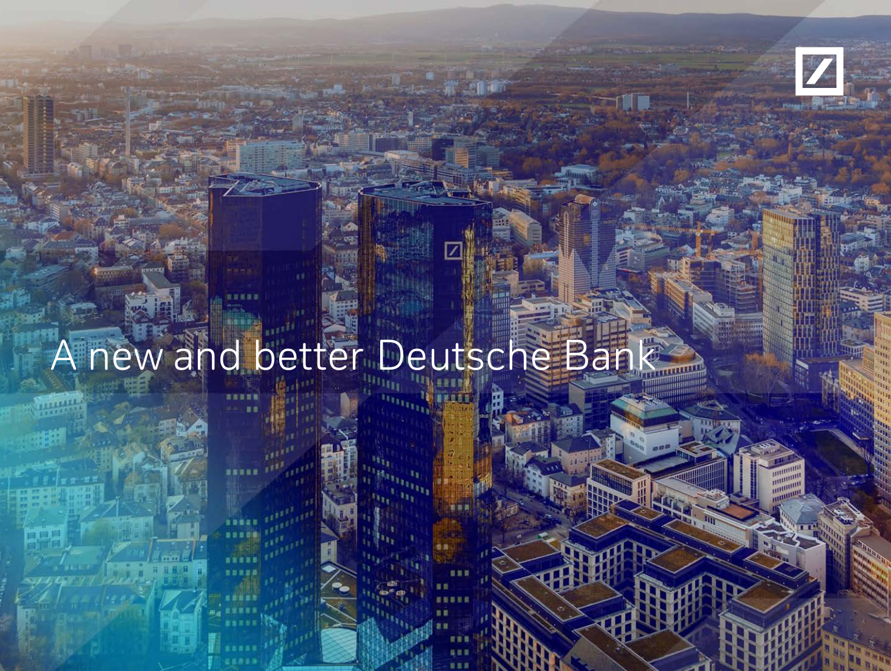# A new and better Deutsche Bank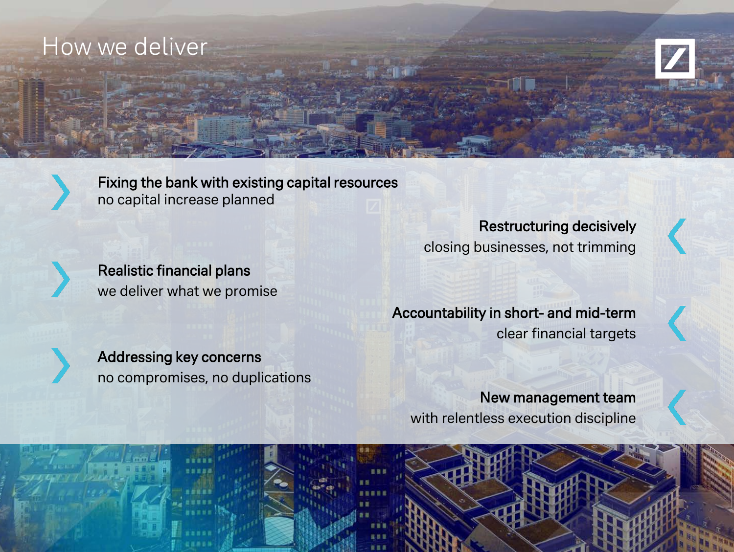# How we deliver

- **Fixing the bank with existing capital resources**
  no capital increase planned
- **Restructuring decisively**
  closing businesses, not trimming
- **Realistic financial plans**
  we deliver what we promise
- **Accountability in short- and mid-term**
  clear financial targets
- **Addressing key concerns**
  no compromises, no duplications
- **New management team**
  with relentless execution discipline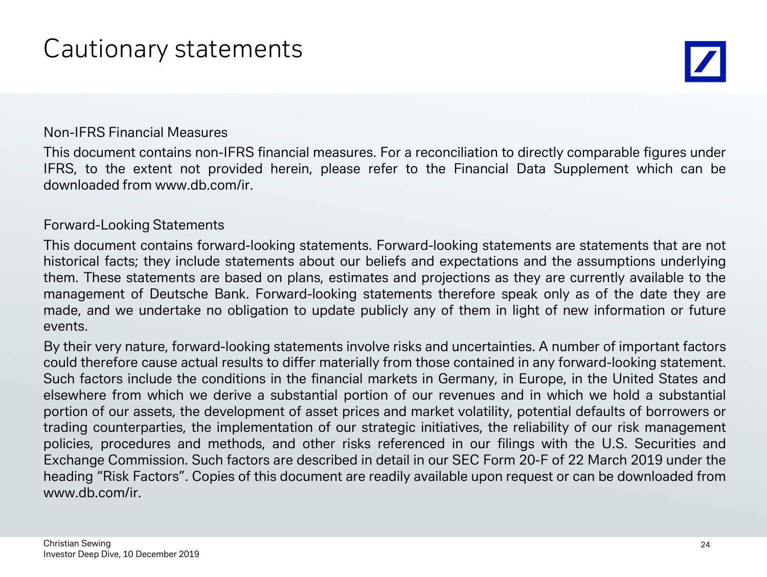# Cautionary statements

## Non-IFRS Financial Measures

This document contains non-IFRS financial measures. For a reconciliation to directly comparable figures under IFRS, to the extent not provided herein, please refer to the Financial Data Supplement which can be downloaded from www.db.com/ir.

## Forward-Looking Statements

This document contains forward-looking statements. Forward-looking statements are statements that are not historical facts; they include statements about our beliefs and expectations and the assumptions underlying them. These statements are based on plans, estimates and projections as they are currently available to the management of Deutsche Bank. Forward-looking statements therefore speak only as of the date they are made, and we undertake no obligation to update publicly any of them in light of new information or future events.

By their very nature, forward-looking statements involve risks and uncertainties. A number of important factors could therefore cause actual results to differ materially from those contained in any forward-looking statement. Such factors include the conditions in the financial markets in Germany, in Europe, in the United States and elsewhere from which we derive a substantial portion of our revenues and in which we hold a substantial portion of our assets, the development of asset prices and market volatility, potential defaults of borrowers or trading counterparties, the implementation of our strategic initiatives, the reliability of our risk management policies, procedures and methods, and other risks referenced in our filings with the U.S. Securities and Exchange Commission. Such factors are described in detail in our SEC Form 20-F of 22 March 2019 under the heading "Risk Factors". Copies of this document are readily available upon request or can be downloaded from www.db.com/ir.